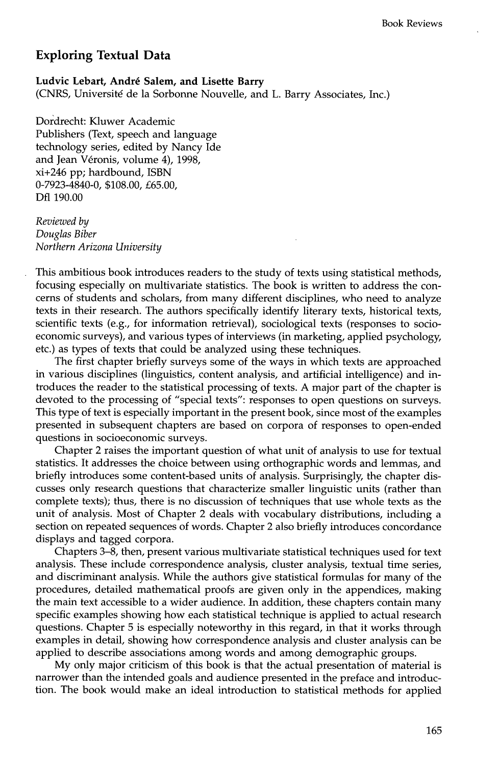## Exploring Textual Data

**Ludvic Lebart, André Salem, and Lisette Barry**
(CNRS, Université de la Sorbonne Nouvelle, and L. Barry Associates, Inc.)

Dordrecht: Kluwer Academic Publishers (Text, speech and language technology series, edited by Nancy Ide and Jean Véronis, volume 4), 1998, xi+246 pp; hardbound, ISBN 0-7923-4840-0, $108.00, £65.00, Dfl 190.00

*Reviewed by*
*Douglas Biber*
*Northern Arizona University*

This ambitious book introduces readers to the study of texts using statistical methods, focusing especially on multivariate statistics. The book is written to address the concerns of students and scholars, from many different disciplines, who need to analyze texts in their research. The authors specifically identify literary texts, historical texts, scientific texts (e.g., for information retrieval), sociological texts (responses to socioeconomic surveys), and various types of interviews (in marketing, applied psychology, etc.) as types of texts that could be analyzed using these techniques.

The first chapter briefly surveys some of the ways in which texts are approached in various disciplines (linguistics, content analysis, and artificial intelligence) and introduces the reader to the statistical processing of texts. A major part of the chapter is devoted to the processing of "special texts": responses to open questions on surveys. This type of text is especially important in the present book, since most of the examples presented in subsequent chapters are based on corpora of responses to open-ended questions in socioeconomic surveys.

Chapter 2 raises the important question of what unit of analysis to use for textual statistics. It addresses the choice between using orthographic words and lemmas, and briefly introduces some content-based units of analysis. Surprisingly, the chapter discusses only research questions that characterize smaller linguistic units (rather than complete texts); thus, there is no discussion of techniques that use whole texts as the unit of analysis. Most of Chapter 2 deals with vocabulary distributions, including a section on repeated sequences of words. Chapter 2 also briefly introduces concordance displays and tagged corpora.

Chapters 3–8, then, present various multivariate statistical techniques used for text analysis. These include correspondence analysis, cluster analysis, textual time series, and discriminant analysis. While the authors give statistical formulas for many of the procedures, detailed mathematical proofs are given only in the appendices, making the main text accessible to a wider audience. In addition, these chapters contain many specific examples showing how each statistical technique is applied to actual research questions. Chapter 5 is especially noteworthy in this regard, in that it works through examples in detail, showing how correspondence analysis and cluster analysis can be applied to describe associations among words and among demographic groups.

My only major criticism of this book is that the actual presentation of material is narrower than the intended goals and audience presented in the preface and introduction. The book would make an ideal introduction to statistical methods for applied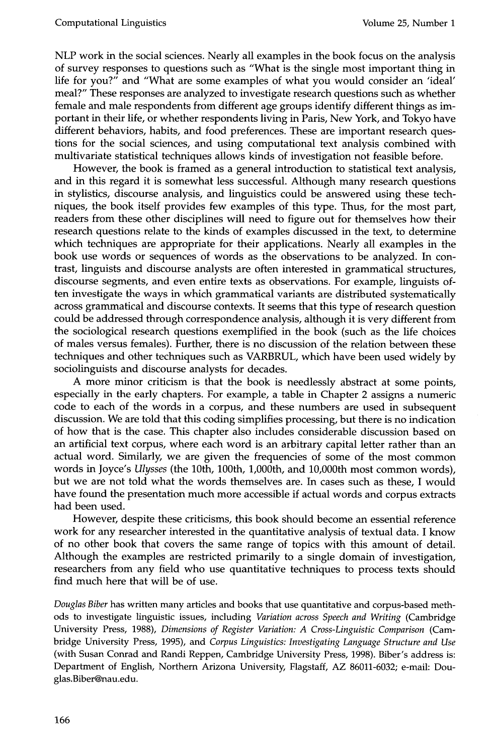NLP work in the social sciences. Nearly all examples in the book focus on the analysis of survey responses to questions such as "What is the single most important thing in life for you?" and "What are some examples of what you would consider an 'ideal' meal?" These responses are analyzed to investigate research questions such as whether female and male respondents from different age groups identify different things as important in their life, or whether respondents living in Paris, New York, and Tokyo have different behaviors, habits, and food preferences. These are important research questions for the social sciences, and using computational text analysis combined with multivariate statistical techniques allows kinds of investigation not feasible before.

However, the book is framed as a general introduction to statistical text analysis, and in this regard it is somewhat less successful. Although many research questions in stylistics, discourse analysis, and linguistics could be answered using these techniques, the book itself provides few examples of this type. Thus, for the most part, readers from these other disciplines will need to figure out for themselves how their research questions relate to the kinds of examples discussed in the text, to determine which techniques are appropriate for their applications. Nearly all examples in the book use words or sequences of words as the observations to be analyzed. In contrast, linguists and discourse analysts are often interested in grammatical structures, discourse segments, and even entire texts as observations. For example, linguists often investigate the ways in which grammatical variants are distributed systematically across grammatical and discourse contexts. It seems that this type of research question could be addressed through correspondence analysis, although it is very different from the sociological research questions exemplified in the book (such as the life choices of males versus females). Further, there is no discussion of the relation between these techniques and other techniques such as VARBRUL, which have been used widely by sociolinguists and discourse analysts for decades.

A more minor criticism is that the book is needlessly abstract at some points, especially in the early chapters. For example, a table in Chapter 2 assigns a numeric code to each of the words in a corpus, and these numbers are used in subsequent discussion. We are told that this coding simplifies processing, but there is no indication of how that is the case. This chapter also includes considerable discussion based on an artificial text corpus, where each word is an arbitrary capital letter rather than an actual word. Similarly, we are given the frequencies of some of the most common words in Joyce's *Ulysses* (the 10th, 100th, 1,000th, and 10,000th most common words), but we are not told what the words themselves are. In cases such as these, I would have found the presentation much more accessible if actual words and corpus extracts had been used.

However, despite these criticisms, this book should become an essential reference work for any researcher interested in the quantitative analysis of textual data. I know of no other book that covers the same range of topics with this amount of detail. Although the examples are restricted primarily to a single domain of investigation, researchers from any field who use quantitative techniques to process texts should find much here that will be of use.

*Douglas Biber* has written many articles and books that use quantitative and corpus-based methods to investigate linguistic issues, including *Variation across Speech and Writing* (Cambridge University Press, 1988), *Dimensions of Register Variation: A Cross-Linguistic Comparison* (Cambridge University Press, 1995), and *Corpus Linguistics: Investigating Language Structure and Use* (with Susan Conrad and Randi Reppen, Cambridge University Press, 1998). Biber's address is: Department of English, Northern Arizona University, Flagstaff, AZ 86011-6032; e-mail: Douglas.Biber@nau.edu.